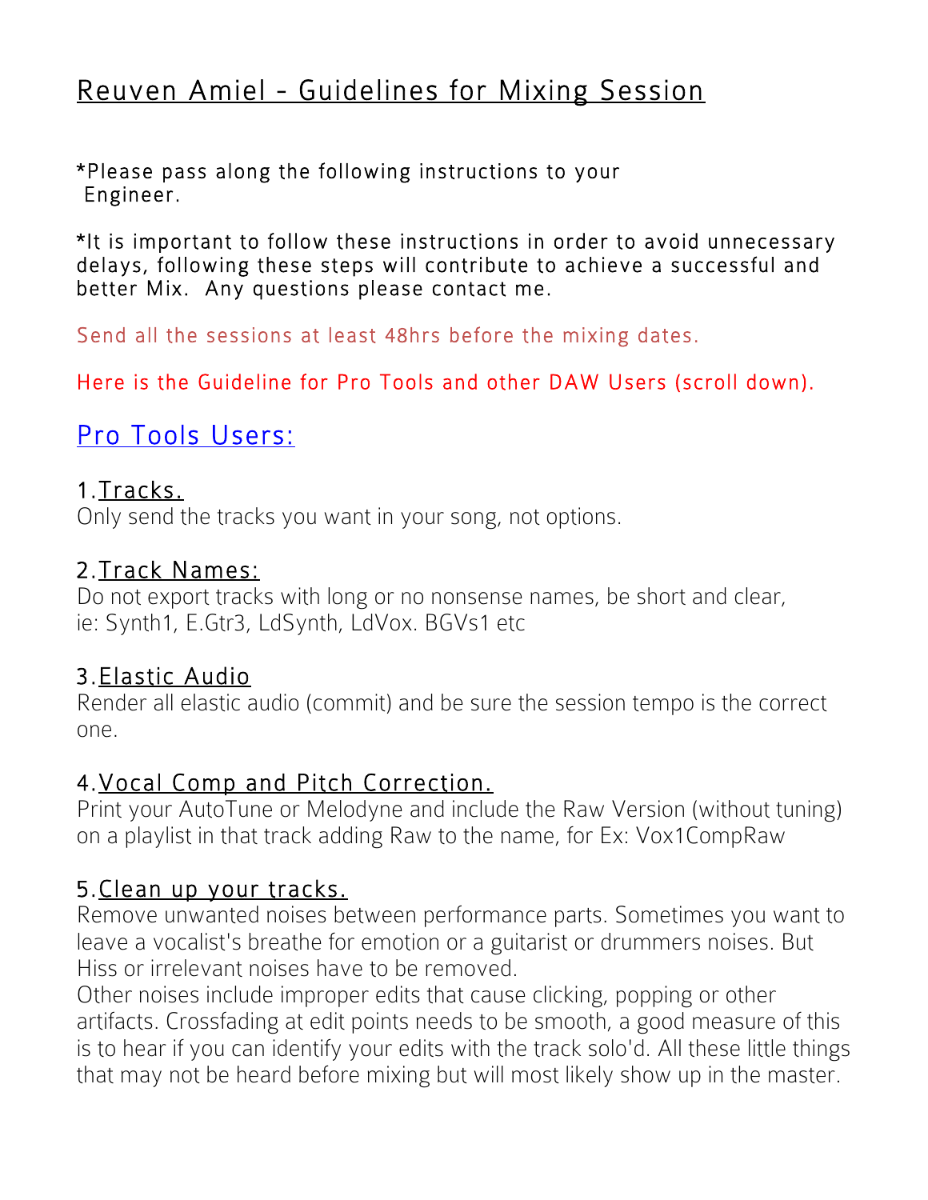# Reuven Amiel - Guidelines for Mixing Session

*Please pass along the following instructions to your Engineer.

*It is important to follow these instructions in order to avoid unnecessary delays, following these steps will contribute to achieve a successful and better Mix. Any questions please contact me.

Send all the sessions at least 48hrs before the mixing dates.

Here is the Guideline for Pro Tools and other DAW Users (scroll down).

## Pro Tools Users:

### 1. Tracks.

Only send the tracks you want in your song, not options.

### 2. Track Names:

Do not export tracks with long or no nonsense names, be short and clear, ie: Synth1, E.Gtr3, LdSynth, LdVox. BGVs1 etc

### 3. Elastic Audio

Render all elastic audio (commit) and be sure the session tempo is the correct one.

### 4. Vocal Comp and Pitch Correction.

Print your AutoTune or Melodyne and include the Raw Version (without tuning) on a playlist in that track adding Raw to the name, for Ex: Vox1CompRaw

### 5. Clean up your tracks.

Remove unwanted noises between performance parts. Sometimes you want to leave a vocalist's breathe for emotion or a guitarist or drummers noises. But Hiss or irrelevant noises have to be removed.

Other noises include improper edits that cause clicking, popping or other artifacts. Crossfading at edit points needs to be smooth, a good measure of this is to hear if you can identify your edits with the track solo'd. All these little things that may not be heard before mixing but will most likely show up in the master.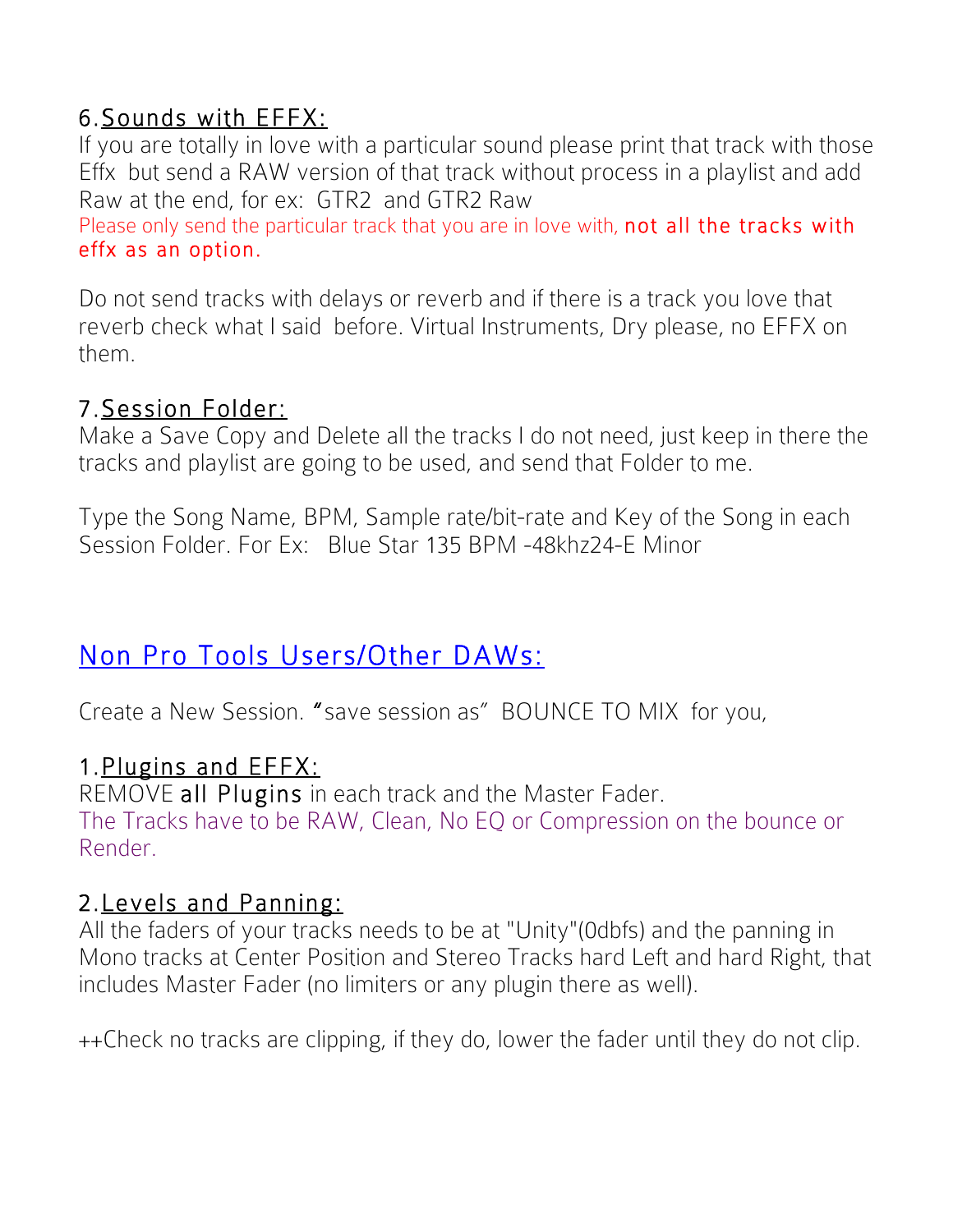6. <u>Sounds with EFFX:</u>

If you are totally in love with a particular sound please print that track with those Effx but send a RAW version of that track without process in a playlist and add Raw at the end, for ex: GTR2 and GTR2 Raw

Please only send the particular track that you are in love with, **not all the tracks with effx as an option.**

Do not send tracks with delays or reverb and if there is a track you love that reverb check what I said before. Virtual Instruments, Dry please, no EFFX on them.

7. <u>Session Folder:</u>

Make a Save Copy and Delete all the tracks I do not need, just keep in there the tracks and playlist are going to be used, and send that Folder to me.

Type the Song Name, BPM, Sample rate/bit-rate and Key of the Song in each Session Folder. For Ex: Blue Star 135 BPM -48khz24-E Minor

## Non Pro Tools Users/Other DAWs:

Create a New Session. **"**save session as" BOUNCE TO MIX for you,

1. <u>Plugins and EFFX:</u>

REMOVE **all Plugins** in each track and the Master Fader.

The Tracks have to be RAW, Clean, No EQ or Compression on the bounce or Render.

2. <u>Levels and Panning:</u>

All the faders of your tracks needs to be at "Unity"(0dbfs) and the panning in Mono tracks at Center Position and Stereo Tracks hard Left and hard Right, that includes Master Fader (no limiters or any plugin there as well).

++Check no tracks are clipping, if they do, lower the fader until they do not clip.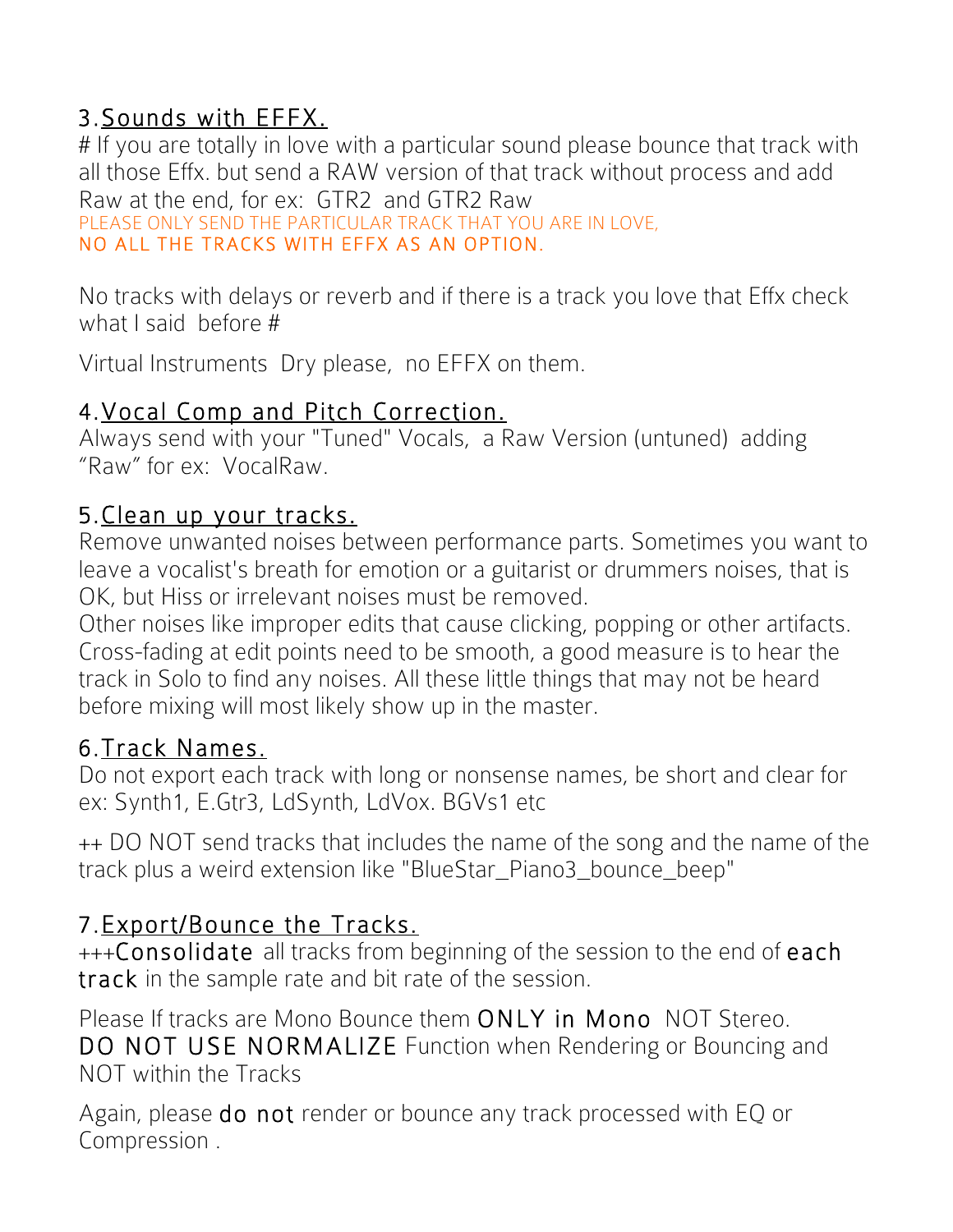## 3. <u>Sounds with EFFX.</u>

# If you are totally in love with a particular sound please bounce that track with all those Effx. but send a RAW version of that track without process and add Raw at the end, for ex: GTR2 and GTR2 Raw
PLEASE ONLY SEND THE PARTICULAR TRACK THAT YOU ARE IN LOVE,
NO ALL THE TRACKS WITH EFFX AS AN OPTION.

No tracks with delays or reverb and if there is a track you love that Effx check what I said before #

Virtual Instruments Dry please, no EFFX on them.

## 4. <u>Vocal Comp and Pitch Correction.</u>

Always send with your "Tuned" Vocals, a Raw Version (untuned) adding "Raw" for ex: VocalRaw.

## 5. <u>Clean up your tracks.</u>

Remove unwanted noises between performance parts. Sometimes you want to leave a vocalist's breath for emotion or a guitarist or drummers noises, that is OK, but Hiss or irrelevant noises must be removed.
Other noises like improper edits that cause clicking, popping or other artifacts. Cross-fading at edit points need to be smooth, a good measure is to hear the track in Solo to find any noises. All these little things that may not be heard before mixing will most likely show up in the master.

## 6. <u>Track Names.</u>

Do not export each track with long or nonsense names, be short and clear for ex: Synth1, E.Gtr3, LdSynth, LdVox. BGVs1 etc

++ DO NOT send tracks that includes the name of the song and the name of the track plus a weird extension like "BlueStar_Piano3_bounce_beep"

## 7. <u>Export/Bounce the Tracks.</u>

+++**Consolidate** all tracks from beginning of the session to the end of **each track** in the sample rate and bit rate of the session.

Please If tracks are Mono Bounce them **ONLY in Mono** NOT Stereo.
**DO NOT USE NORMALIZE** Function when Rendering or Bouncing and NOT within the Tracks

Again, please **do not** render or bounce any track processed with EQ or Compression .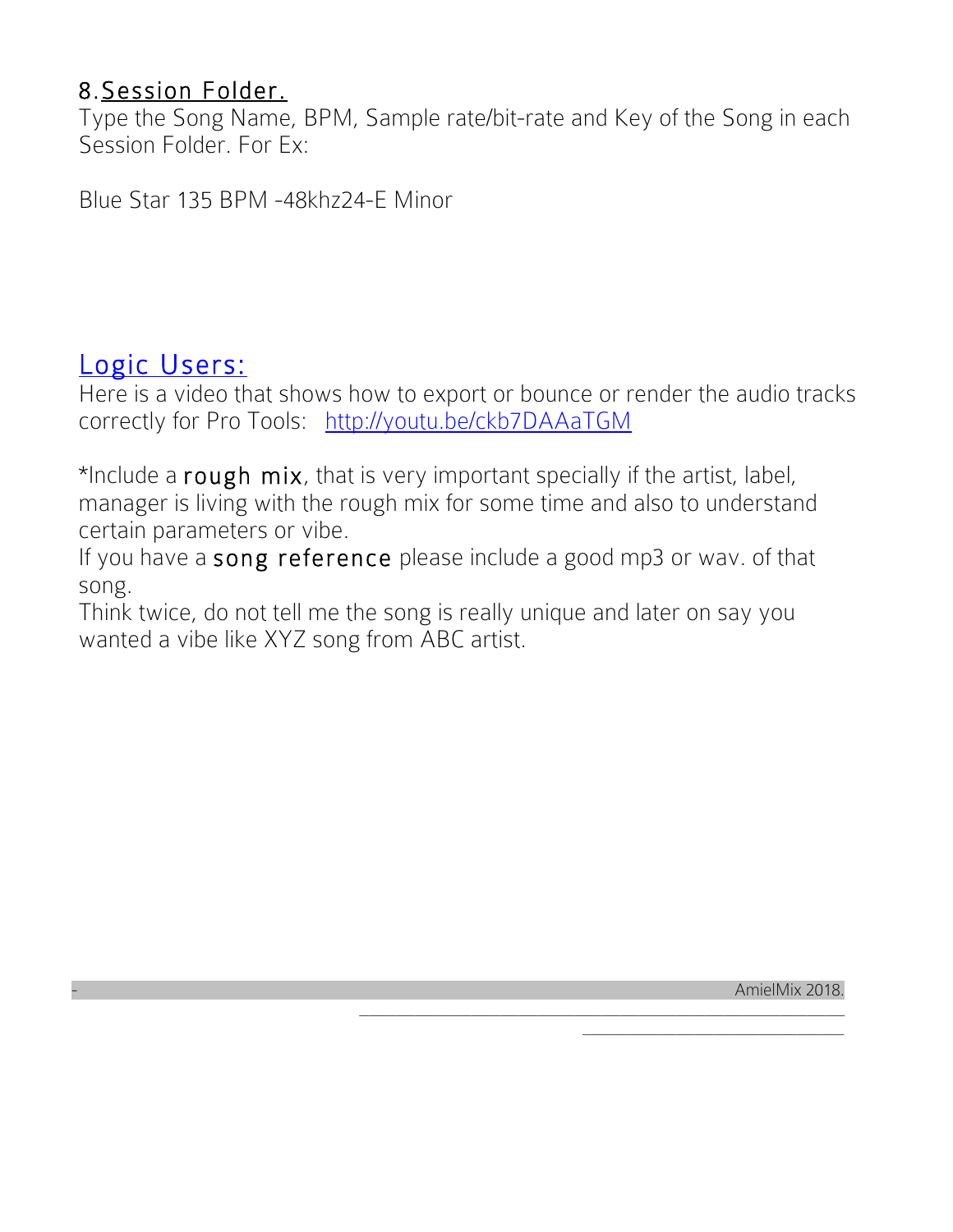8.<u>Session Folder.</u>

Type the Song Name, BPM, Sample rate/bit-rate and Key of the Song in each Session Folder. For Ex:

Blue Star 135 BPM -48khz24-E Minor

## Logic Users:

Here is a video that shows how to export or bounce or render the audio tracks correctly for Pro Tools: http://youtu.be/ckb7DAAaTGM

*Include a **rough mix**, that is very important specially if the artist, label, manager is living with the rough mix for some time and also to understand certain parameters or vibe.

If you have a **song reference** please include a good mp3 or wav. of that song.

Think twice, do not tell me the song is really unique and later on say you wanted a vibe like XYZ song from ABC artist.